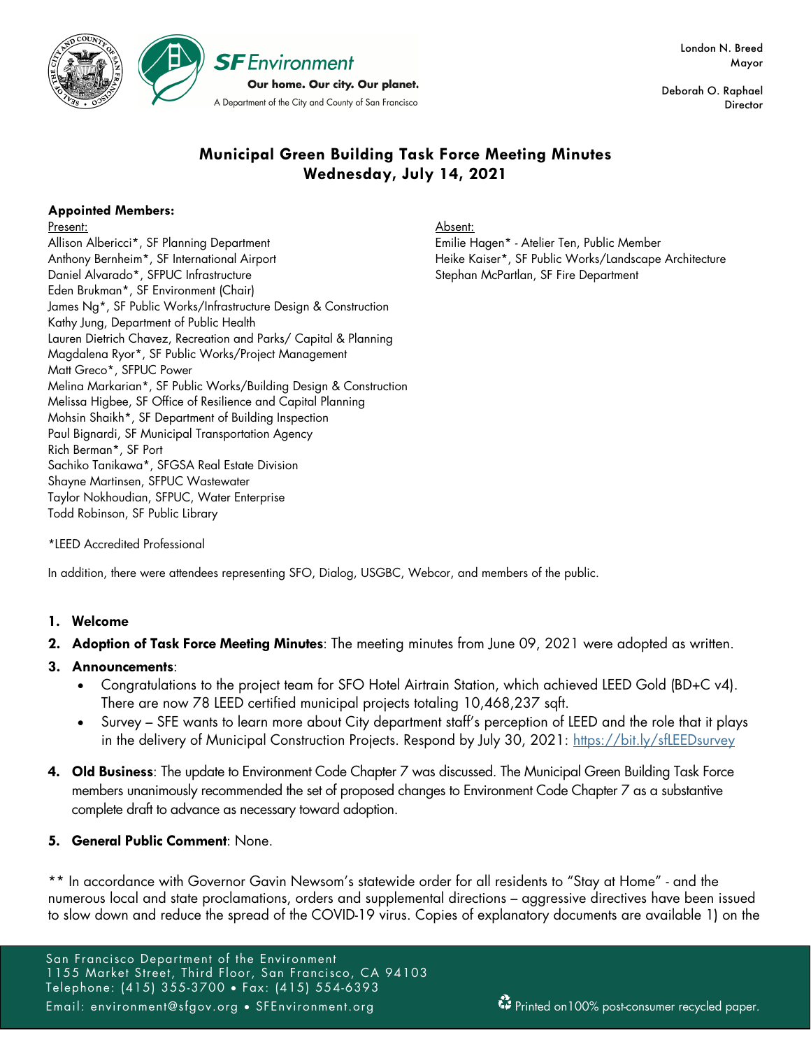SF Environment

Our home. Our city. Our planet.

A Department of the City and County of San Francisco

London N. Breed
Mayor

Deborah O. Raphael
Director

# Municipal Green Building Task Force Meeting Minutes
## Wednesday, July 14, 2021

**Appointed Members:**

Present:
Allison Albericci*, SF Planning Department
Anthony Bernheim*, SF International Airport
Daniel Alvarado*, SFPUC Infrastructure
Eden Brukman*, SF Environment (Chair)
James Ng*, SF Public Works/Infrastructure Design & Construction
Kathy Jung, Department of Public Health
Lauren Dietrich Chavez, Recreation and Parks/ Capital & Planning
Magdalena Ryor*, SF Public Works/Project Management
Matt Greco*, SFPUC Power
Melina Markarian*, SF Public Works/Building Design & Construction
Melissa Higbee, SF Office of Resilience and Capital Planning
Mohsin Shaikh*, SF Department of Building Inspection
Paul Bignardi, SF Municipal Transportation Agency
Rich Berman*, SF Port
Sachiko Tanikawa*, SFGSA Real Estate Division
Shayne Martinsen, SFPUC Wastewater
Taylor Nokhoudian, SFPUC, Water Enterprise
Todd Robinson, SF Public Library

Absent:
Emilie Hagen* - Atelier Ten, Public Member
Heike Kaiser*, SF Public Works/Landscape Architecture
Stephan McPartlan, SF Fire Department

*LEED Accredited Professional

In addition, there were attendees representing SFO, Dialog, USGBC, Webcor, and members of the public.

1. **Welcome**
2. **Adoption of Task Force Meeting Minutes**: The meeting minutes from June 09, 2021 were adopted as written.
3. **Announcements**:
   - Congratulations to the project team for SFO Hotel Airtrain Station, which achieved LEED Gold (BD+C v4). There are now 78 LEED certified municipal projects totaling 10,468,237 sqft.
   - Survey – SFE wants to learn more about City department staff's perception of LEED and the role that it plays in the delivery of Municipal Construction Projects. Respond by July 30, 2021: https://bit.ly/sfLEEDsurvey
4. **Old Business**: The update to Environment Code Chapter 7 was discussed. The Municipal Green Building Task Force members unanimously recommended the set of proposed changes to Environment Code Chapter 7 as a substantive complete draft to advance as necessary toward adoption.
5. **General Public Comment**: None.

** In accordance with Governor Gavin Newsom's statewide order for all residents to "Stay at Home" - and the numerous local and state proclamations, orders and supplemental directions – aggressive directives have been issued to slow down and reduce the spread of the COVID-19 virus. Copies of explanatory documents are available 1) on the

San Francisco Department of the Environment
1155 Market Street, Third Floor, San Francisco, CA 94103
Telephone: (415) 355-3700 • Fax: (415) 554-6393
Email: environment@sfgov.org • SFEnvironment.org

Printed on100% post-consumer recycled paper.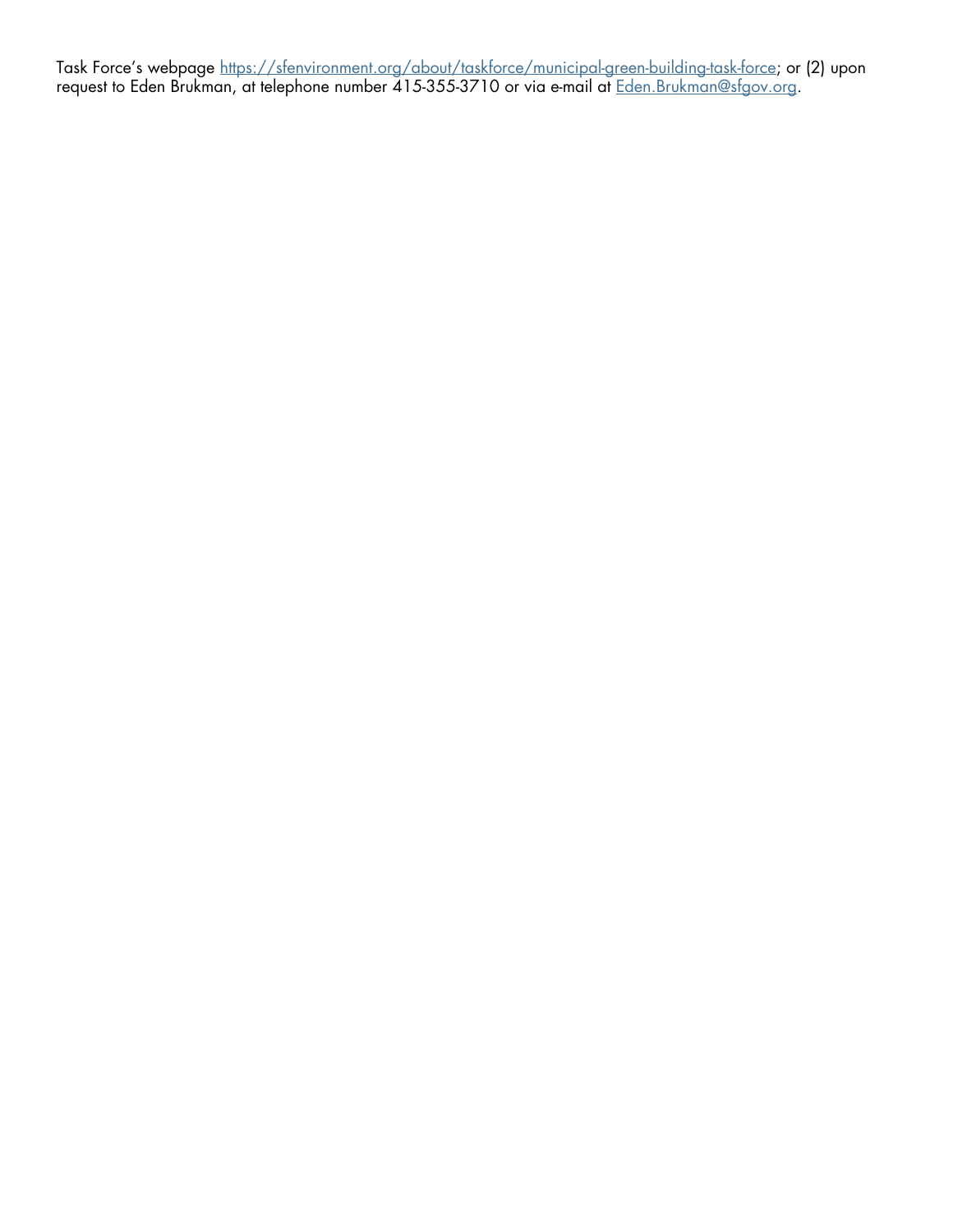Task Force's webpage https://sfenvironment.org/about/taskforce/municipal-green-building-task-force; or (2) upon request to Eden Brukman, at telephone number 415-355-3710 or via e-mail at Eden.Brukman@sfgov.org.